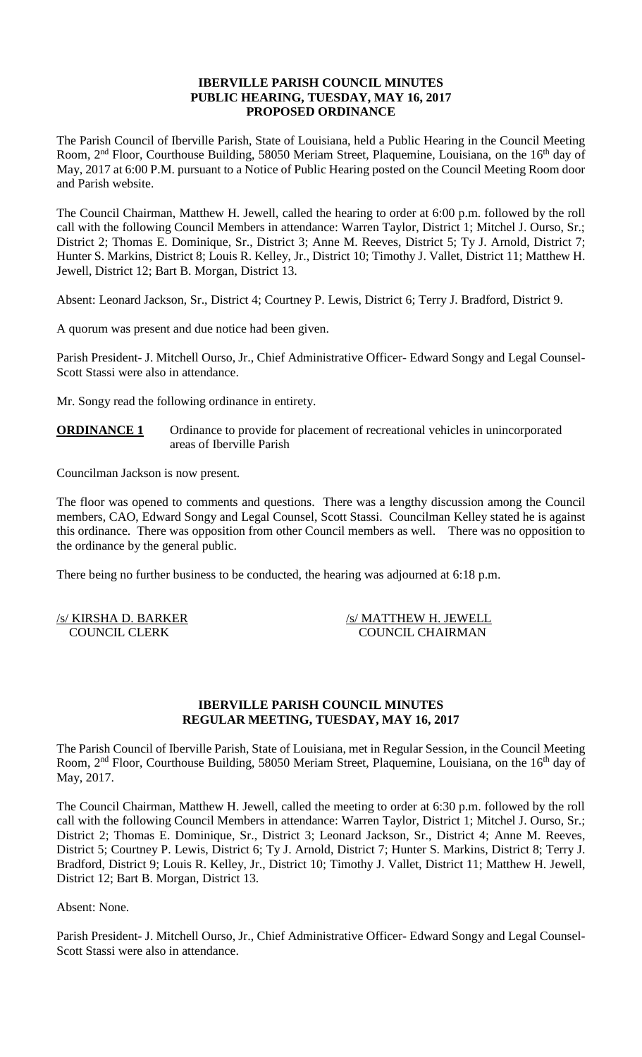# IBERVILLE PARISH COUNCIL MINUTES
## PUBLIC HEARING, TUESDAY, MAY 16, 2017
## PROPOSED ORDINANCE

The Parish Council of Iberville Parish, State of Louisiana, held a Public Hearing in the Council Meeting Room, 2nd Floor, Courthouse Building, 58050 Meriam Street, Plaquemine, Louisiana, on the 16th day of May, 2017 at 6:00 P.M. pursuant to a Notice of Public Hearing posted on the Council Meeting Room door and Parish website.

The Council Chairman, Matthew H. Jewell, called the hearing to order at 6:00 p.m. followed by the roll call with the following Council Members in attendance: Warren Taylor, District 1; Mitchel J. Ourso, Sr.; District 2; Thomas E. Dominique, Sr., District 3; Anne M. Reeves, District 5; Ty J. Arnold, District 7; Hunter S. Markins, District 8; Louis R. Kelley, Jr., District 10; Timothy J. Vallet, District 11; Matthew H. Jewell, District 12; Bart B. Morgan, District 13.

Absent: Leonard Jackson, Sr., District 4; Courtney P. Lewis, District 6; Terry J. Bradford, District 9.

A quorum was present and due notice had been given.

Parish President- J. Mitchell Ourso, Jr., Chief Administrative Officer- Edward Songy and Legal Counsel- Scott Stassi were also in attendance.

Mr. Songy read the following ordinance in entirety.

**ORDINANCE 1** Ordinance to provide for placement of recreational vehicles in unincorporated areas of Iberville Parish

Councilman Jackson is now present.

The floor was opened to comments and questions. There was a lengthy discussion among the Council members, CAO, Edward Songy and Legal Counsel, Scott Stassi. Councilman Kelley stated he is against this ordinance. There was opposition from other Council members as well. There was no opposition to the ordinance by the general public.

There being no further business to be conducted, the hearing was adjourned at 6:18 p.m.

/s/ KIRSHA D. BARKER
COUNCIL CLERK

/s/ MATTHEW H. JEWELL
COUNCIL CHAIRMAN

# IBERVILLE PARISH COUNCIL MINUTES
## REGULAR MEETING, TUESDAY, MAY 16, 2017

The Parish Council of Iberville Parish, State of Louisiana, met in Regular Session, in the Council Meeting Room, 2nd Floor, Courthouse Building, 58050 Meriam Street, Plaquemine, Louisiana, on the 16th day of May, 2017.

The Council Chairman, Matthew H. Jewell, called the meeting to order at 6:30 p.m. followed by the roll call with the following Council Members in attendance: Warren Taylor, District 1; Mitchel J. Ourso, Sr.; District 2; Thomas E. Dominique, Sr., District 3; Leonard Jackson, Sr., District 4; Anne M. Reeves, District 5; Courtney P. Lewis, District 6; Ty J. Arnold, District 7; Hunter S. Markins, District 8; Terry J. Bradford, District 9; Louis R. Kelley, Jr., District 10; Timothy J. Vallet, District 11; Matthew H. Jewell, District 12; Bart B. Morgan, District 13.

Absent: None.

Parish President- J. Mitchell Ourso, Jr., Chief Administrative Officer- Edward Songy and Legal Counsel- Scott Stassi were also in attendance.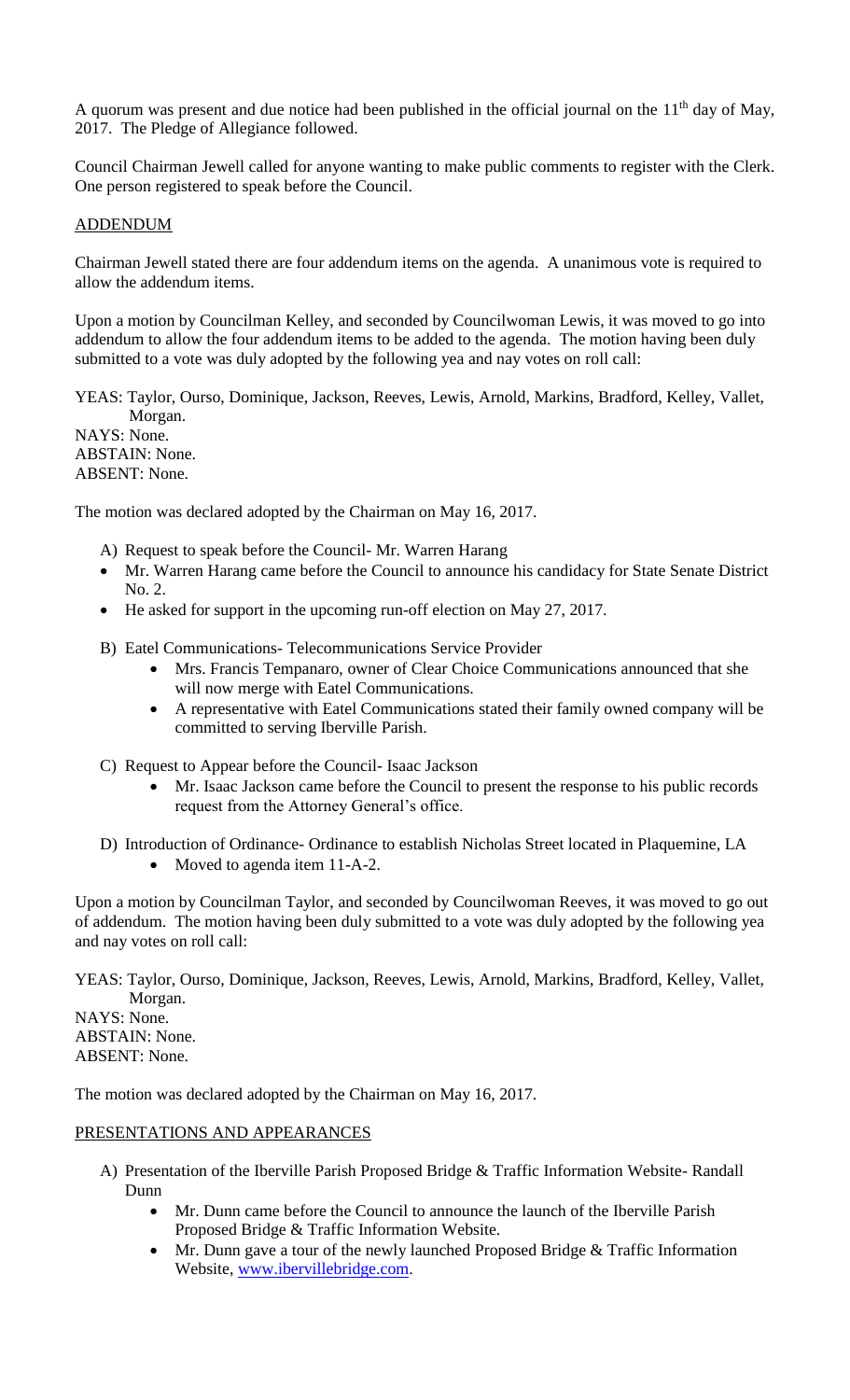A quorum was present and due notice had been published in the official journal on the 11th day of May, 2017. The Pledge of Allegiance followed.

Council Chairman Jewell called for anyone wanting to make public comments to register with the Clerk. One person registered to speak before the Council.

## ADDENDUM

Chairman Jewell stated there are four addendum items on the agenda. A unanimous vote is required to allow the addendum items.

Upon a motion by Councilman Kelley, and seconded by Councilwoman Lewis, it was moved to go into addendum to allow the four addendum items to be added to the agenda. The motion having been duly submitted to a vote was duly adopted by the following yea and nay votes on roll call:

YEAS: Taylor, Ourso, Dominique, Jackson, Reeves, Lewis, Arnold, Markins, Bradford, Kelley, Vallet, Morgan.
NAYS: None.
ABSTAIN: None.
ABSENT: None.

The motion was declared adopted by the Chairman on May 16, 2017.

A) Request to speak before the Council- Mr. Warren Harang
- Mr. Warren Harang came before the Council to announce his candidacy for State Senate District No. 2.
- He asked for support in the upcoming run-off election on May 27, 2017.

B) Eatel Communications- Telecommunications Service Provider
- Mrs. Francis Tempanaro, owner of Clear Choice Communications announced that she will now merge with Eatel Communications.
- A representative with Eatel Communications stated their family owned company will be committed to serving Iberville Parish.

C) Request to Appear before the Council- Isaac Jackson
- Mr. Isaac Jackson came before the Council to present the response to his public records request from the Attorney General's office.

D) Introduction of Ordinance- Ordinance to establish Nicholas Street located in Plaquemine, LA
- Moved to agenda item 11-A-2.

Upon a motion by Councilman Taylor, and seconded by Councilwoman Reeves, it was moved to go out of addendum. The motion having been duly submitted to a vote was duly adopted by the following yea and nay votes on roll call:

YEAS: Taylor, Ourso, Dominique, Jackson, Reeves, Lewis, Arnold, Markins, Bradford, Kelley, Vallet, Morgan.
NAYS: None.
ABSTAIN: None.
ABSENT: None.

The motion was declared adopted by the Chairman on May 16, 2017.

## PRESENTATIONS AND APPEARANCES

A) Presentation of the Iberville Parish Proposed Bridge & Traffic Information Website- Randall Dunn
- Mr. Dunn came before the Council to announce the launch of the Iberville Parish Proposed Bridge & Traffic Information Website.
- Mr. Dunn gave a tour of the newly launched Proposed Bridge & Traffic Information Website, www.ibervillebridge.com.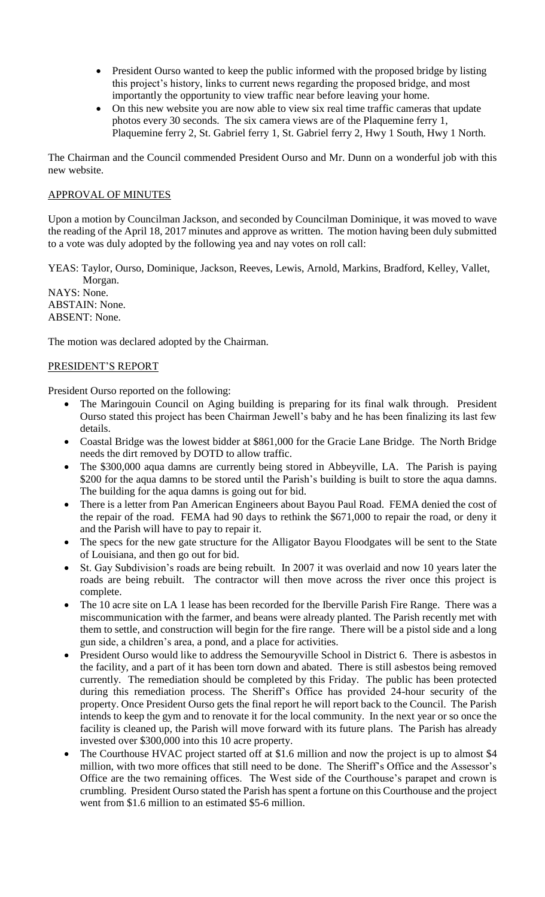- President Ourso wanted to keep the public informed with the proposed bridge by listing this project's history, links to current news regarding the proposed bridge, and most importantly the opportunity to view traffic near before leaving your home.
- On this new website you are now able to view six real time traffic cameras that update photos every 30 seconds. The six camera views are of the Plaquemine ferry 1, Plaquemine ferry 2, St. Gabriel ferry 1, St. Gabriel ferry 2, Hwy 1 South, Hwy 1 North.

The Chairman and the Council commended President Ourso and Mr. Dunn on a wonderful job with this new website.

## APPROVAL OF MINUTES

Upon a motion by Councilman Jackson, and seconded by Councilman Dominique, it was moved to wave the reading of the April 18, 2017 minutes and approve as written. The motion having been duly submitted to a vote was duly adopted by the following yea and nay votes on roll call:

YEAS: Taylor, Ourso, Dominique, Jackson, Reeves, Lewis, Arnold, Markins, Bradford, Kelley, Vallet, Morgan.
NAYS: None.
ABSTAIN: None.
ABSENT: None.

The motion was declared adopted by the Chairman.

## PRESIDENT'S REPORT

President Ourso reported on the following:

- The Maringouin Council on Aging building is preparing for its final walk through. President Ourso stated this project has been Chairman Jewell's baby and he has been finalizing its last few details.
- Coastal Bridge was the lowest bidder at $861,000 for the Gracie Lane Bridge. The North Bridge needs the dirt removed by DOTD to allow traffic.
- The $300,000 aqua damns are currently being stored in Abbeyville, LA. The Parish is paying $200 for the aqua damns to be stored until the Parish's building is built to store the aqua damns. The building for the aqua damns is going out for bid.
- There is a letter from Pan American Engineers about Bayou Paul Road. FEMA denied the cost of the repair of the road. FEMA had 90 days to rethink the $671,000 to repair the road, or deny it and the Parish will have to pay to repair it.
- The specs for the new gate structure for the Alligator Bayou Floodgates will be sent to the State of Louisiana, and then go out for bid.
- St. Gay Subdivision's roads are being rebuilt. In 2007 it was overlaid and now 10 years later the roads are being rebuilt. The contractor will then move across the river once this project is complete.
- The 10 acre site on LA 1 lease has been recorded for the Iberville Parish Fire Range. There was a miscommunication with the farmer, and beans were already planted. The Parish recently met with them to settle, and construction will begin for the fire range. There will be a pistol side and a long gun side, a children's area, a pond, and a place for activities.
- President Ourso would like to address the Semouryville School in District 6. There is asbestos in the facility, and a part of it has been torn down and abated. There is still asbestos being removed currently. The remediation should be completed by this Friday. The public has been protected during this remediation process. The Sheriff's Office has provided 24-hour security of the property. Once President Ourso gets the final report he will report back to the Council. The Parish intends to keep the gym and to renovate it for the local community. In the next year or so once the facility is cleaned up, the Parish will move forward with its future plans. The Parish has already invested over $300,000 into this 10 acre property.
- The Courthouse HVAC project started off at $1.6 million and now the project is up to almost $4 million, with two more offices that still need to be done. The Sheriff's Office and the Assessor's Office are the two remaining offices. The West side of the Courthouse's parapet and crown is crumbling. President Ourso stated the Parish has spent a fortune on this Courthouse and the project went from $1.6 million to an estimated $5-6 million.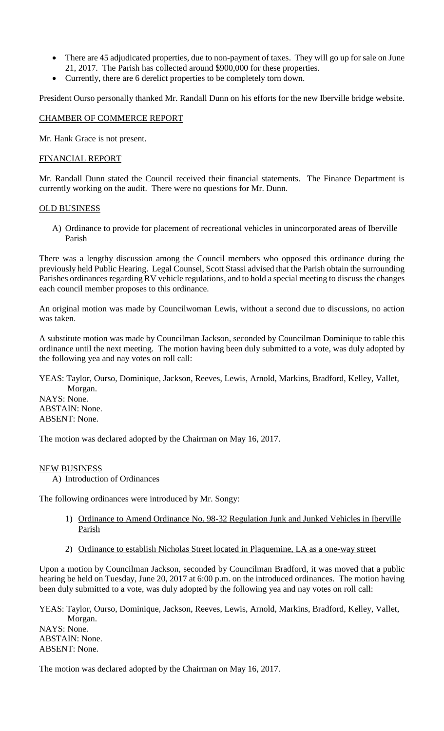- There are 45 adjudicated properties, due to non-payment of taxes. They will go up for sale on June 21, 2017. The Parish has collected around $900,000 for these properties.
- Currently, there are 6 derelict properties to be completely torn down.

President Ourso personally thanked Mr. Randall Dunn on his efforts for the new Iberville bridge website.

## CHAMBER OF COMMERCE REPORT

Mr. Hank Grace is not present.

## FINANCIAL REPORT

Mr. Randall Dunn stated the Council received their financial statements. The Finance Department is currently working on the audit. There were no questions for Mr. Dunn.

## OLD BUSINESS

A) Ordinance to provide for placement of recreational vehicles in unincorporated areas of Iberville Parish

There was a lengthy discussion among the Council members who opposed this ordinance during the previously held Public Hearing. Legal Counsel, Scott Stassi advised that the Parish obtain the surrounding Parishes ordinances regarding RV vehicle regulations, and to hold a special meeting to discuss the changes each council member proposes to this ordinance.

An original motion was made by Councilwoman Lewis, without a second due to discussions, no action was taken.

A substitute motion was made by Councilman Jackson, seconded by Councilman Dominique to table this ordinance until the next meeting. The motion having been duly submitted to a vote, was duly adopted by the following yea and nay votes on roll call:

YEAS: Taylor, Ourso, Dominique, Jackson, Reeves, Lewis, Arnold, Markins, Bradford, Kelley, Vallet, Morgan.
NAYS: None.
ABSTAIN: None.
ABSENT: None.

The motion was declared adopted by the Chairman on May 16, 2017.

## NEW BUSINESS

A) Introduction of Ordinances

The following ordinances were introduced by Mr. Songy:

1) Ordinance to Amend Ordinance No. 98-32 Regulation Junk and Junked Vehicles in Iberville Parish
2) Ordinance to establish Nicholas Street located in Plaquemine, LA as a one-way street

Upon a motion by Councilman Jackson, seconded by Councilman Bradford, it was moved that a public hearing be held on Tuesday, June 20, 2017 at 6:00 p.m. on the introduced ordinances. The motion having been duly submitted to a vote, was duly adopted by the following yea and nay votes on roll call:

YEAS: Taylor, Ourso, Dominique, Jackson, Reeves, Lewis, Arnold, Markins, Bradford, Kelley, Vallet, Morgan.
NAYS: None.
ABSTAIN: None.
ABSENT: None.

The motion was declared adopted by the Chairman on May 16, 2017.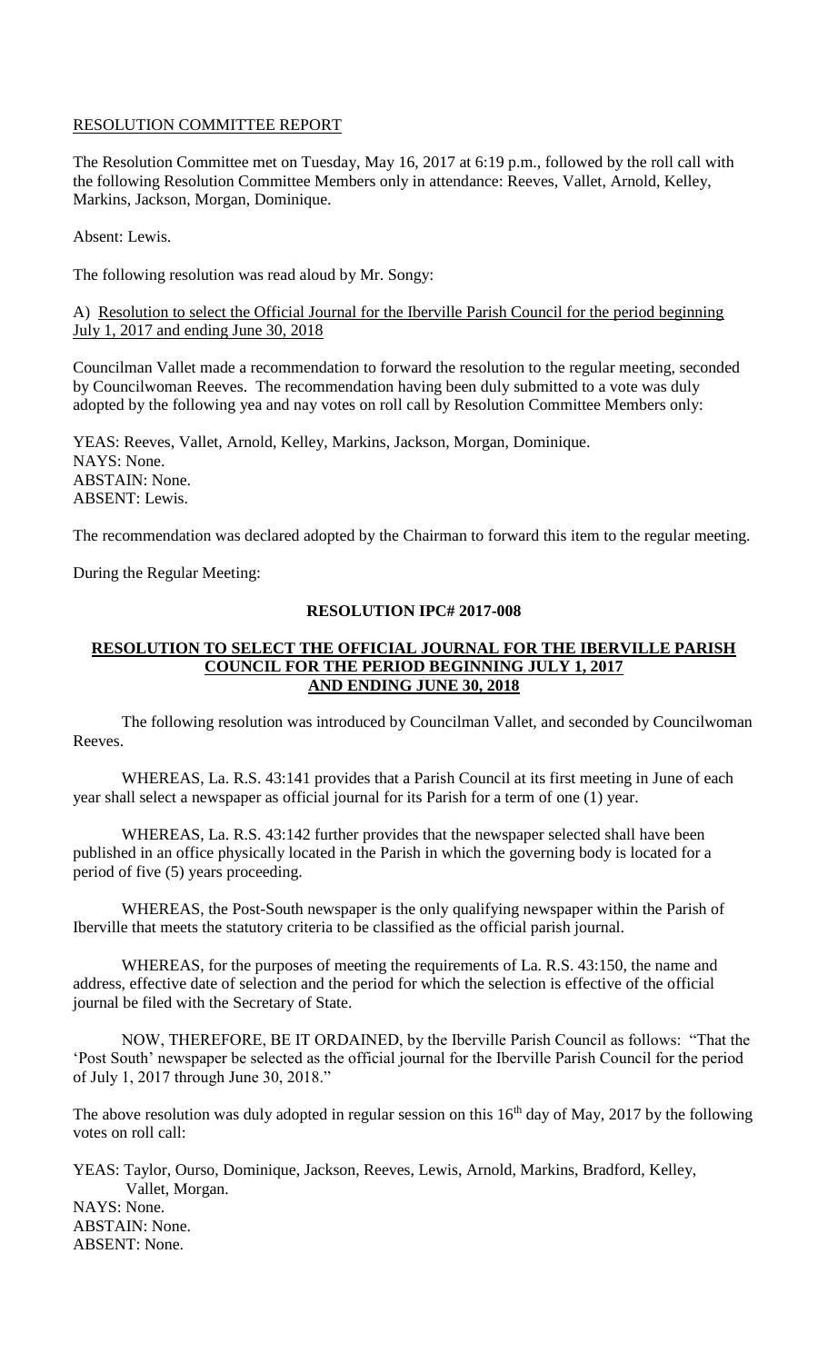## RESOLUTION COMMITTEE REPORT

The Resolution Committee met on Tuesday, May 16, 2017 at 6:19 p.m., followed by the roll call with the following Resolution Committee Members only in attendance: Reeves, Vallet, Arnold, Kelley, Markins, Jackson, Morgan, Dominique.

Absent: Lewis.

The following resolution was read aloud by Mr. Songy:

A) Resolution to select the Official Journal for the Iberville Parish Council for the period beginning July 1, 2017 and ending June 30, 2018

Councilman Vallet made a recommendation to forward the resolution to the regular meeting, seconded by Councilwoman Reeves. The recommendation having been duly submitted to a vote was duly adopted by the following yea and nay votes on roll call by Resolution Committee Members only:

YEAS: Reeves, Vallet, Arnold, Kelley, Markins, Jackson, Morgan, Dominique.
NAYS: None.
ABSTAIN: None.
ABSENT: Lewis.

The recommendation was declared adopted by the Chairman to forward this item to the regular meeting.

During the Regular Meeting:

**RESOLUTION IPC# 2017-008**

**RESOLUTION TO SELECT THE OFFICIAL JOURNAL FOR THE IBERVILLE PARISH COUNCIL FOR THE PERIOD BEGINNING JULY 1, 2017 AND ENDING JUNE 30, 2018**

The following resolution was introduced by Councilman Vallet, and seconded by Councilwoman Reeves.

WHEREAS, La. R.S. 43:141 provides that a Parish Council at its first meeting in June of each year shall select a newspaper as official journal for its Parish for a term of one (1) year.

WHEREAS, La. R.S. 43:142 further provides that the newspaper selected shall have been published in an office physically located in the Parish in which the governing body is located for a period of five (5) years proceeding.

WHEREAS, the Post-South newspaper is the only qualifying newspaper within the Parish of Iberville that meets the statutory criteria to be classified as the official parish journal.

WHEREAS, for the purposes of meeting the requirements of La. R.S. 43:150, the name and address, effective date of selection and the period for which the selection is effective of the official journal be filed with the Secretary of State.

NOW, THEREFORE, BE IT ORDAINED, by the Iberville Parish Council as follows: "That the 'Post South' newspaper be selected as the official journal for the Iberville Parish Council for the period of July 1, 2017 through June 30, 2018."

The above resolution was duly adopted in regular session on this 16th day of May, 2017 by the following votes on roll call:

YEAS: Taylor, Ourso, Dominique, Jackson, Reeves, Lewis, Arnold, Markins, Bradford, Kelley, Vallet, Morgan.
NAYS: None.
ABSTAIN: None.
ABSENT: None.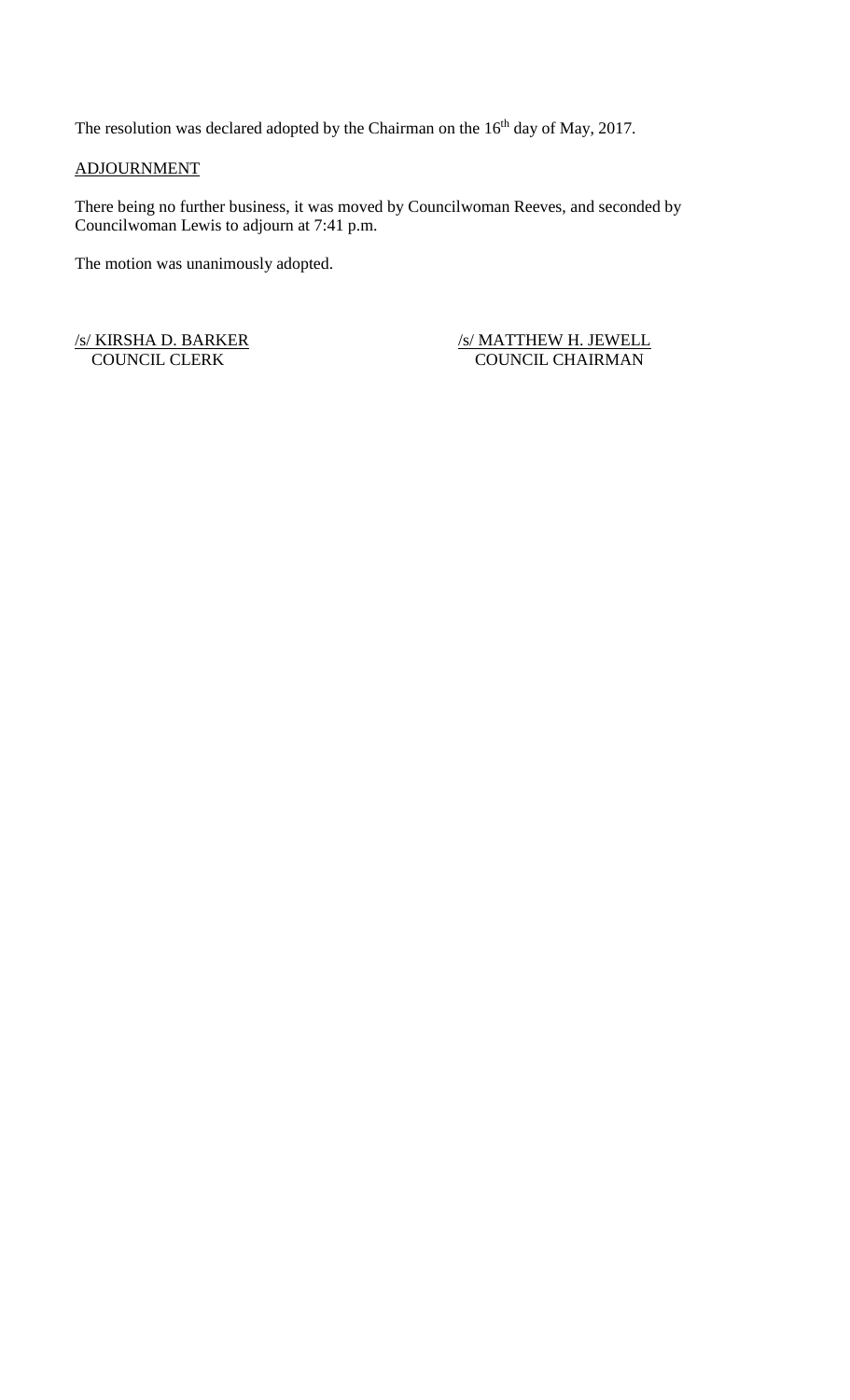The resolution was declared adopted by the Chairman on the 16th day of May, 2017.

ADJOURNMENT

There being no further business, it was moved by Councilwoman Reeves, and seconded by Councilwoman Lewis to adjourn at 7:41 p.m.

The motion was unanimously adopted.

/s/ KIRSHA D. BARKER
COUNCIL CLERK

/s/ MATTHEW H. JEWELL
COUNCIL CHAIRMAN